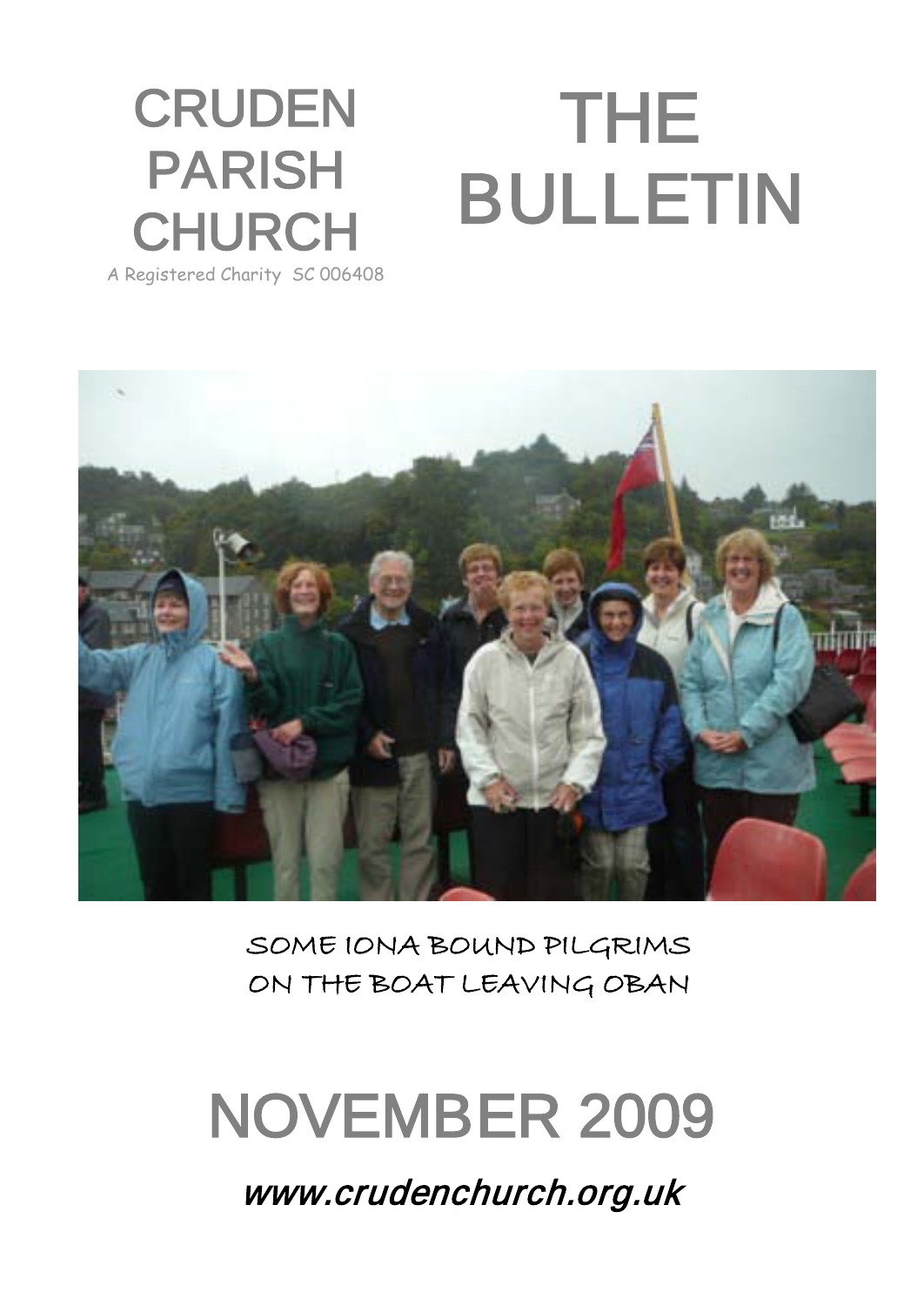# CRUDEN PARISH CHURCH

A Registered Charity SC 006408

# THE BULLETIN

SOME IONA BOUND PILGRIMS ON THE BOAT LEAVING OBAN

# NOVEMBER 2009

*www.crudenchurch.org.uk*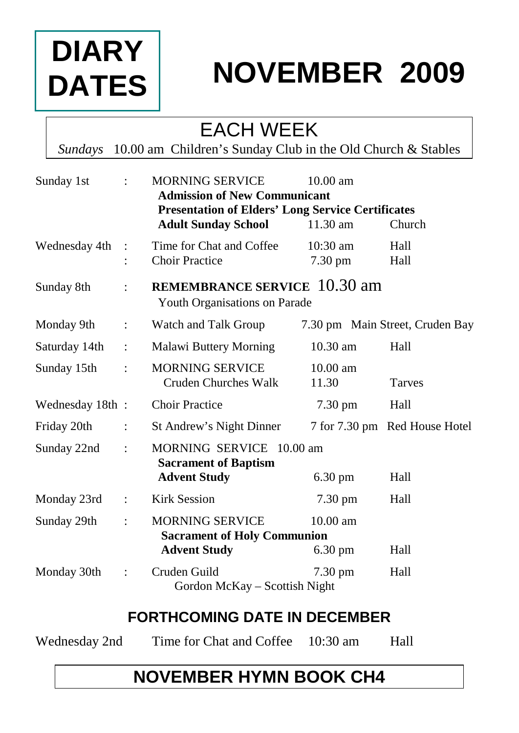# DIARY DATES

# NOVEMBER 2009

## EACH WEEK

*Sundays* 10.00 am Children's Sunday Club in the Old Church & Stables

| | | | | |
|---|---|---|---|---|
| Sunday 1st | : | MORNING SERVICE | 10.00 am | |
| | | **Admission of New Communicant** | | |
| | | **Presentation of Elders' Long Service Certificates** | | |
| | | **Adult Sunday School** | 11.30 am | Church |
| Wednesday 4th | : | Time for Chat and Coffee | 10:30 am | Hall |
| | : | Choir Practice | 7.30 pm | Hall |
| Sunday 8th | : | **REMEMBRANCE SERVICE** | 10.30 am | |
| | | Youth Organisations on Parade | | |
| Monday 9th | : | Watch and Talk Group | 7.30 pm | Main Street, Cruden Bay |
| Saturday 14th | : | Malawi Buttery Morning | 10.30 am | Hall |
| Sunday 15th | : | MORNING SERVICE | 10.00 am | |
| | | Cruden Churches Walk | 11.30 | Tarves |
| Wednesday 18th | : | Choir Practice | 7.30 pm | Hall |
| Friday 20th | : | St Andrew's Night Dinner | 7 for 7.30 pm | Red House Hotel |
| Sunday 22nd | : | MORNING SERVICE | 10.00 am | |
| | | **Sacrament of Baptism** | | |
| | | **Advent Study** | 6.30 pm | Hall |
| Monday 23rd | : | Kirk Session | 7.30 pm | Hall |
| Sunday 29th | : | MORNING SERVICE | 10.00 am | |
| | | **Sacrament of Holy Communion** | | |
| | | **Advent Study** | 6.30 pm | Hall |
| Monday 30th | : | Cruden Guild | 7.30 pm | Hall |
| | | Gordon McKay – Scottish Night | | |

## FORTHCOMING DATE IN DECEMBER

| | | | |
|---|---|---|---|
| Wednesday 2nd | Time for Chat and Coffee | 10:30 am | Hall |

## NOVEMBER HYMN BOOK CH4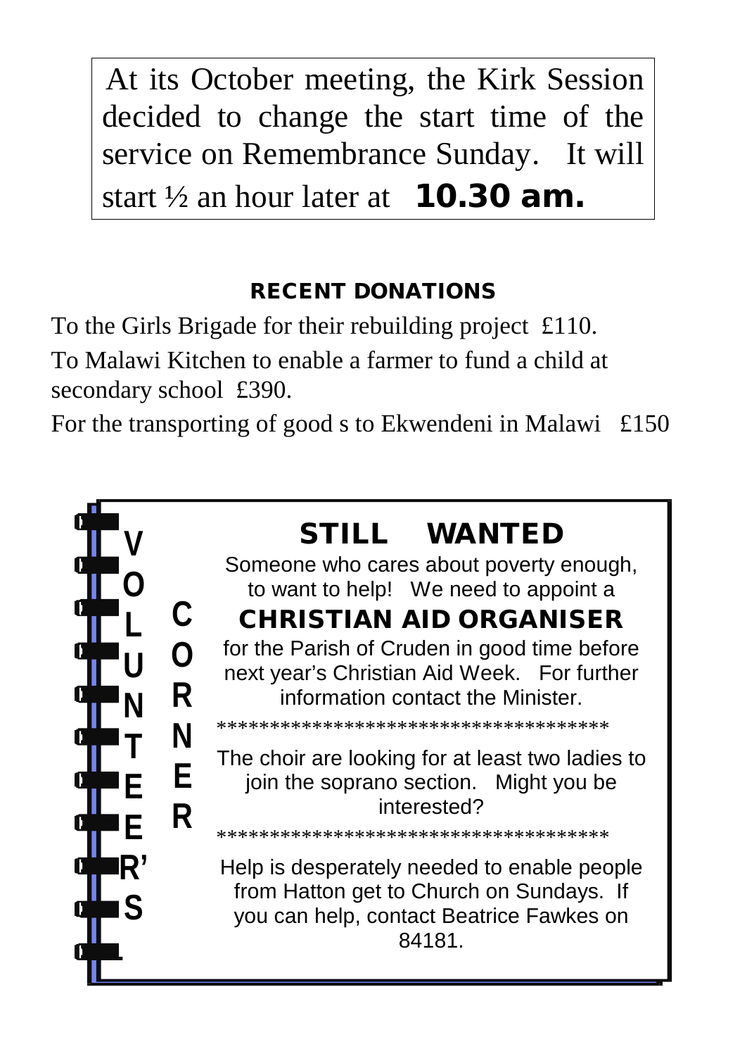At its October meeting, the Kirk Session decided to change the start time of the service on Remembrance Sunday. It will start ½ an hour later at **10.30 am.**

## RECENT DONATIONS

To the Girls Brigade for their rebuilding project £110.

To Malawi Kitchen to enable a farmer to fund a child at secondary school £390.

For the transporting of good s to Ekwendeni in Malawi £150

## VOLUNTEER'S CORNER

### STILL WANTED

Someone who cares about poverty enough, to want to help! We need to appoint a

**CHRISTIAN AID ORGANISER**

for the Parish of Cruden in good time before next year's Christian Aid Week. For further information contact the Minister.

*************************************

The choir are looking for at least two ladies to join the soprano section. Might you be interested?

*************************************

Help is desperately needed to enable people from Hatton get to Church on Sundays. If you can help, contact Beatrice Fawkes on 84181.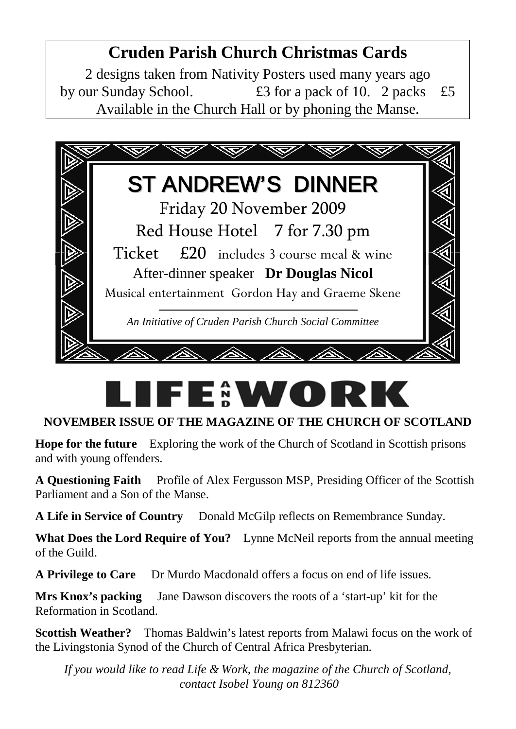## Cruden Parish Church Christmas Cards

2 designs taken from Nativity Posters used many years ago by our Sunday School. £3 for a pack of 10. 2 packs £5

Available in the Church Hall or by phoning the Manse.

## ST ANDREW'S DINNER

Friday 20 November 2009

Red House Hotel 7 for 7.30 pm

Ticket £20 includes 3 course meal & wine

After-dinner speaker **Dr Douglas Nicol**

Musical entertainment Gordon Hay and Graeme Skene

*An Initiative of Cruden Parish Church Social Committee*

# LIFE AND WORK

**NOVEMBER ISSUE OF THE MAGAZINE OF THE CHURCH OF SCOTLAND**

**Hope for the future** Exploring the work of the Church of Scotland in Scottish prisons and with young offenders.

**A Questioning Faith** Profile of Alex Fergusson MSP, Presiding Officer of the Scottish Parliament and a Son of the Manse.

**A Life in Service of Country** Donald McGilp reflects on Remembrance Sunday.

**What Does the Lord Require of You?** Lynne McNeil reports from the annual meeting of the Guild.

**A Privilege to Care** Dr Murdo Macdonald offers a focus on end of life issues.

**Mrs Knox's packing** Jane Dawson discovers the roots of a 'start-up' kit for the Reformation in Scotland.

**Scottish Weather?** Thomas Baldwin's latest reports from Malawi focus on the work of the Livingstonia Synod of the Church of Central Africa Presbyterian.

*If you would like to read Life & Work, the magazine of the Church of Scotland, contact Isobel Young on 812360*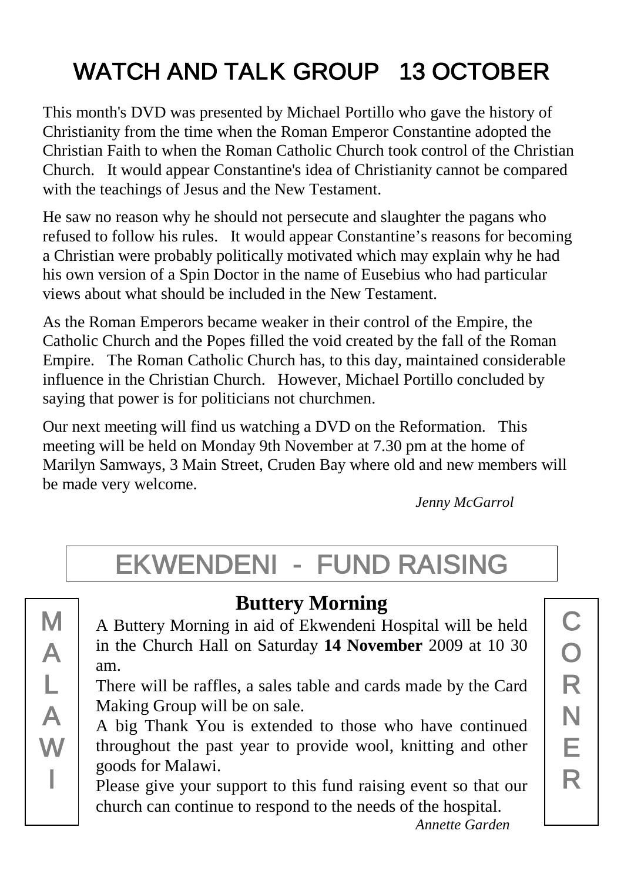# WATCH AND TALK GROUP 13 OCTOBER

This month's DVD was presented by Michael Portillo who gave the history of Christianity from the time when the Roman Emperor Constantine adopted the Christian Faith to when the Roman Catholic Church took control of the Christian Church. It would appear Constantine's idea of Christianity cannot be compared with the teachings of Jesus and the New Testament.

He saw no reason why he should not persecute and slaughter the pagans who refused to follow his rules. It would appear Constantine's reasons for becoming a Christian were probably politically motivated which may explain why he had his own version of a Spin Doctor in the name of Eusebius who had particular views about what should be included in the New Testament.

As the Roman Emperors became weaker in their control of the Empire, the Catholic Church and the Popes filled the void created by the fall of the Roman Empire. The Roman Catholic Church has, to this day, maintained considerable influence in the Christian Church. However, Michael Portillo concluded by saying that power is for politicians not churchmen.

Our next meeting will find us watching a DVD on the Reformation. This meeting will be held on Monday 9th November at 7.30 pm at the home of Marilyn Samways, 3 Main Street, Cruden Bay where old and new members will be made very welcome.

*Jenny McGarrol*

# EKWENDENI - FUND RAISING

MALAWI CORNER

## Buttery Morning

A Buttery Morning in aid of Ekwendeni Hospital will be held in the Church Hall on Saturday **14 November** 2009 at 10 30 am.

There will be raffles, a sales table and cards made by the Card Making Group will be on sale.

A big Thank You is extended to those who have continued throughout the past year to provide wool, knitting and other goods for Malawi.

Please give your support to this fund raising event so that our church can continue to respond to the needs of the hospital.

*Annette Garden*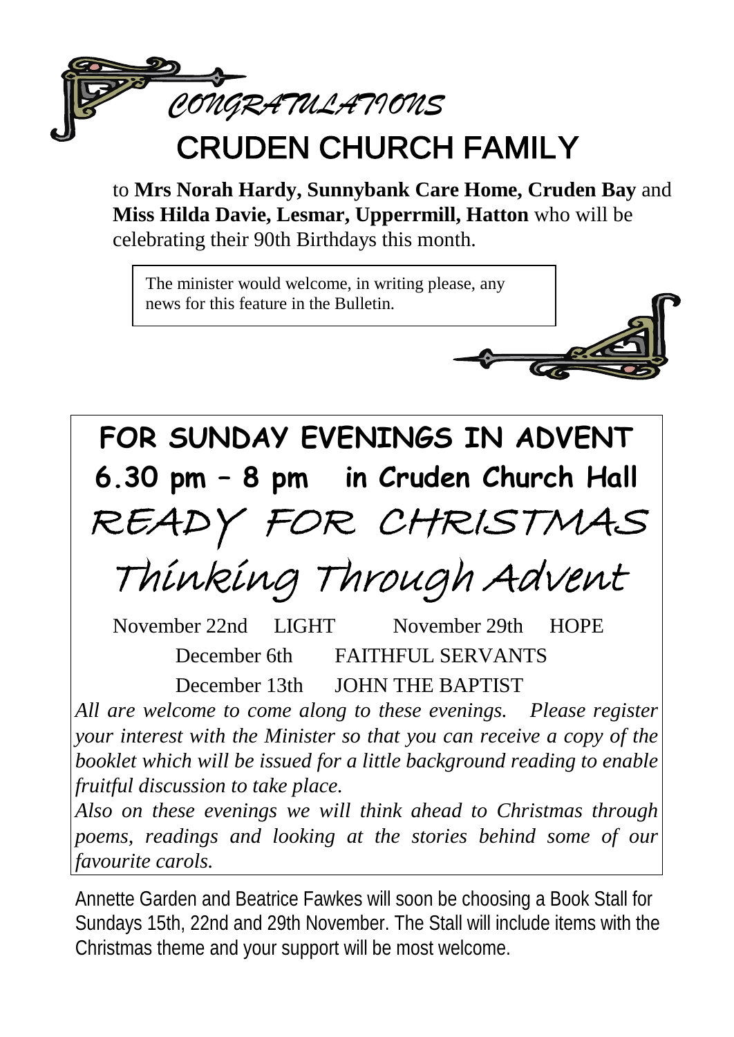*CONGRATULATIONS*

# CRUDEN CHURCH FAMILY

to **Mrs Norah Hardy, Sunnybank Care Home, Cruden Bay** and **Miss Hilda Davie, Lesmar, Upperrmill, Hatton** who will be celebrating their 90th Birthdays this month.

The minister would welcome, in writing please, any news for this feature in the Bulletin.

## FOR SUNDAY EVENINGS IN ADVENT

## 6.30 pm – 8 pm in Cruden Church Hall

# READY FOR CHRISTMAS

# Thinking Through Advent

November 22nd LIGHT November 29th HOPE

December 6th FAITHFUL SERVANTS

December 13th JOHN THE BAPTIST

*All are welcome to come along to these evenings. Please register your interest with the Minister so that you can receive a copy of the booklet which will be issued for a little background reading to enable fruitful discussion to take place.*

*Also on these evenings we will think ahead to Christmas through poems, readings and looking at the stories behind some of our favourite carols.*

Annette Garden and Beatrice Fawkes will soon be choosing a Book Stall for Sundays 15th, 22nd and 29th November. The Stall will include items with the Christmas theme and your support will be most welcome.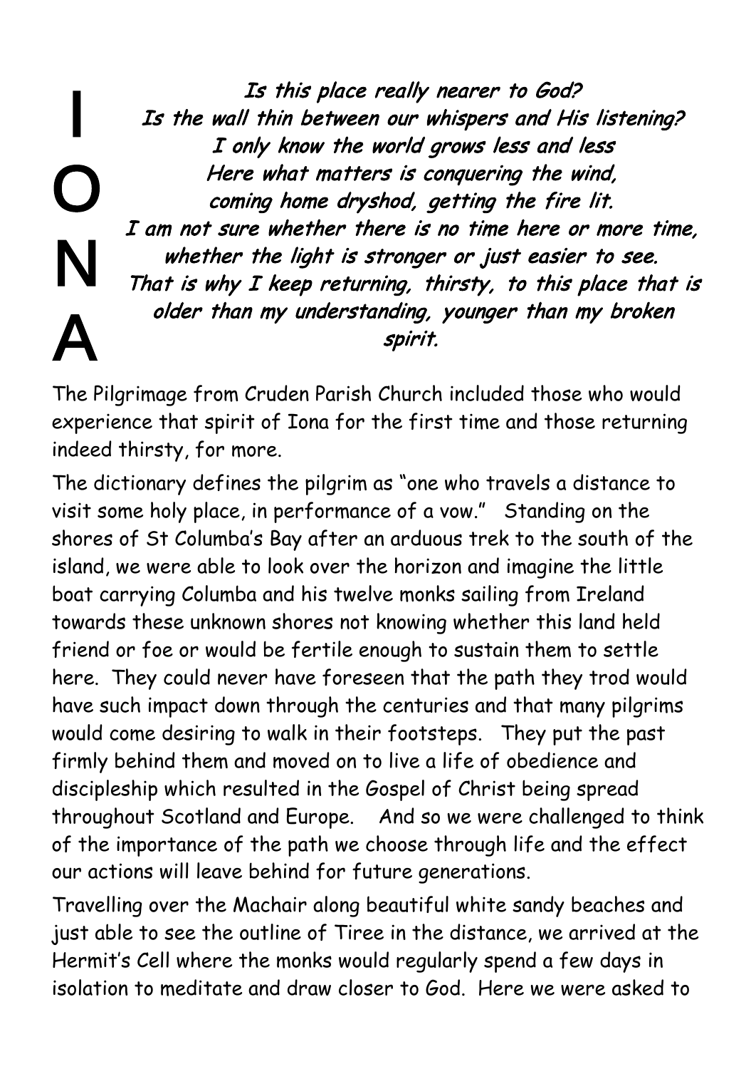# IONA

*Is this place really nearer to God?*
*Is the wall thin between our whispers and His listening?*
*I only know the world grows less and less*
*Here what matters is conquering the wind,*
*coming home dryshod, getting the fire lit.*
*I am not sure whether there is no time here or more time,*
*whether the light is stronger or just easier to see.*
*That is why I keep returning, thirsty, to this place that is older than my understanding, younger than my broken spirit.*

The Pilgrimage from Cruden Parish Church included those who would experience that spirit of Iona for the first time and those returning indeed thirsty, for more.

The dictionary defines the pilgrim as "one who travels a distance to visit some holy place, in performance of a vow." Standing on the shores of St Columba's Bay after an arduous trek to the south of the island, we were able to look over the horizon and imagine the little boat carrying Columba and his twelve monks sailing from Ireland towards these unknown shores not knowing whether this land held friend or foe or would be fertile enough to sustain them to settle here. They could never have foreseen that the path they trod would have such impact down through the centuries and that many pilgrims would come desiring to walk in their footsteps. They put the past firmly behind them and moved on to live a life of obedience and discipleship which resulted in the Gospel of Christ being spread throughout Scotland and Europe. And so we were challenged to think of the importance of the path we choose through life and the effect our actions will leave behind for future generations.

Travelling over the Machair along beautiful white sandy beaches and just able to see the outline of Tiree in the distance, we arrived at the Hermit's Cell where the monks would regularly spend a few days in isolation to meditate and draw closer to God. Here we were asked to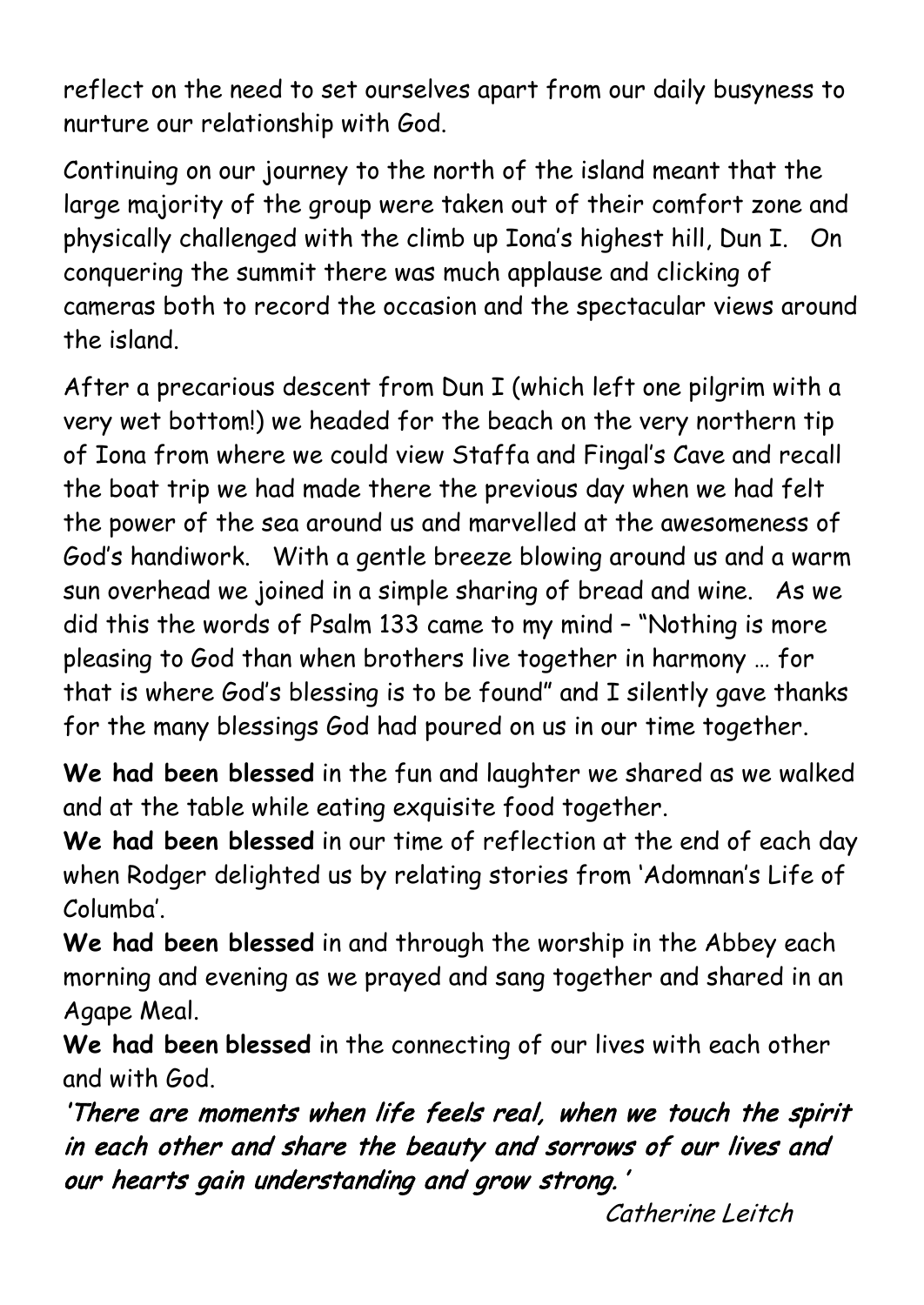reflect on the need to set ourselves apart from our daily busyness to nurture our relationship with God.

Continuing on our journey to the north of the island meant that the large majority of the group were taken out of their comfort zone and physically challenged with the climb up Iona's highest hill, Dun I. On conquering the summit there was much applause and clicking of cameras both to record the occasion and the spectacular views around the island.

After a precarious descent from Dun I (which left one pilgrim with a very wet bottom!) we headed for the beach on the very northern tip of Iona from where we could view Staffa and Fingal's Cave and recall the boat trip we had made there the previous day when we had felt the power of the sea around us and marvelled at the awesomeness of God's handiwork. With a gentle breeze blowing around us and a warm sun overhead we joined in a simple sharing of bread and wine. As we did this the words of Psalm 133 came to my mind – "Nothing is more pleasing to God than when brothers live together in harmony … for that is where God's blessing is to be found" and I silently gave thanks for the many blessings God had poured on us in our time together.

**We had been blessed** in the fun and laughter we shared as we walked and at the table while eating exquisite food together.
**We had been blessed** in our time of reflection at the end of each day when Rodger delighted us by relating stories from 'Adomnan's Life of Columba'.
**We had been blessed** in and through the worship in the Abbey each morning and evening as we prayed and sang together and shared in an Agape Meal.
**We had been blessed** in the connecting of our lives with each other and with God.

***'There are moments when life feels real, when we touch the spirit in each other and share the beauty and sorrows of our lives and our hearts gain understanding and grow strong.'***

*Catherine Leitch*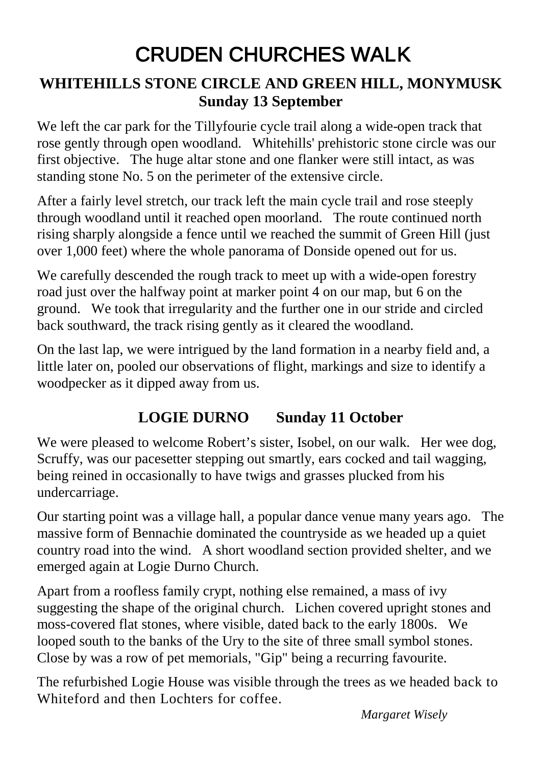# CRUDEN CHURCHES WALK

## WHITEHILLS STONE CIRCLE AND GREEN HILL, MONYMUSK
**Sunday 13 September**

We left the car park for the Tillyfourie cycle trail along a wide-open track that rose gently through open woodland. Whitehills' prehistoric stone circle was our first objective. The huge altar stone and one flanker were still intact, as was standing stone No. 5 on the perimeter of the extensive circle.

After a fairly level stretch, our track left the main cycle trail and rose steeply through woodland until it reached open moorland. The route continued north rising sharply alongside a fence until we reached the summit of Green Hill (just over 1,000 feet) where the whole panorama of Donside opened out for us.

We carefully descended the rough track to meet up with a wide-open forestry road just over the halfway point at marker point 4 on our map, but 6 on the ground. We took that irregularity and the further one in our stride and circled back southward, the track rising gently as it cleared the woodland.

On the last lap, we were intrigued by the land formation in a nearby field and, a little later on, pooled our observations of flight, markings and size to identify a woodpecker as it dipped away from us.

## LOGIE DURNO Sunday 11 October

We were pleased to welcome Robert's sister, Isobel, on our walk. Her wee dog, Scruffy, was our pacesetter stepping out smartly, ears cocked and tail wagging, being reined in occasionally to have twigs and grasses plucked from his undercarriage.

Our starting point was a village hall, a popular dance venue many years ago. The massive form of Bennachie dominated the countryside as we headed up a quiet country road into the wind. A short woodland section provided shelter, and we emerged again at Logie Durno Church.

Apart from a roofless family crypt, nothing else remained, a mass of ivy suggesting the shape of the original church. Lichen covered upright stones and moss-covered flat stones, where visible, dated back to the early 1800s. We looped south to the banks of the Ury to the site of three small symbol stones. Close by was a row of pet memorials, "Gip" being a recurring favourite.

The refurbished Logie House was visible through the trees as we headed back to Whiteford and then Lochters for coffee.

*Margaret Wisely*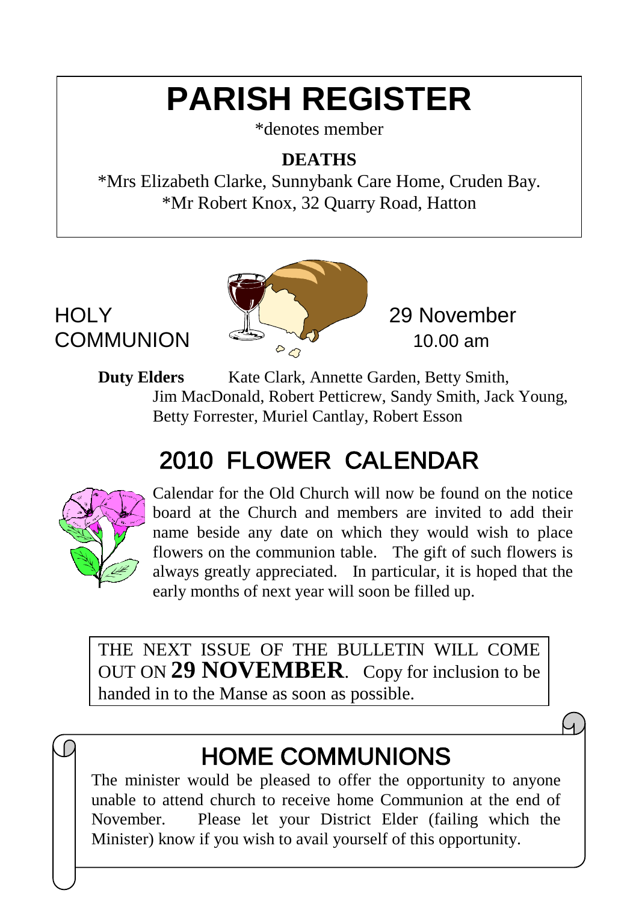# PARISH REGISTER

*denotes member

**DEATHS**

*Mrs Elizabeth Clarke, Sunnybank Care Home, Cruden Bay.
*Mr Robert Knox, 32 Quarry Road, Hatton

HOLY COMMUNION

29 November
10.00 am

**Duty Elders** Kate Clark, Annette Garden, Betty Smith, Jim MacDonald, Robert Petticrew, Sandy Smith, Jack Young, Betty Forrester, Muriel Cantlay, Robert Esson

## 2010 FLOWER CALENDAR

Calendar for the Old Church will now be found on the notice board at the Church and members are invited to add their name beside any date on which they would wish to place flowers on the communion table. The gift of such flowers is always greatly appreciated. In particular, it is hoped that the early months of next year will soon be filled up.

THE NEXT ISSUE OF THE BULLETIN WILL COME OUT ON **29 NOVEMBER**. Copy for inclusion to be handed in to the Manse as soon as possible.

## HOME COMMUNIONS

The minister would be pleased to offer the opportunity to anyone unable to attend church to receive home Communion at the end of November. Please let your District Elder (failing which the Minister) know if you wish to avail yourself of this opportunity.